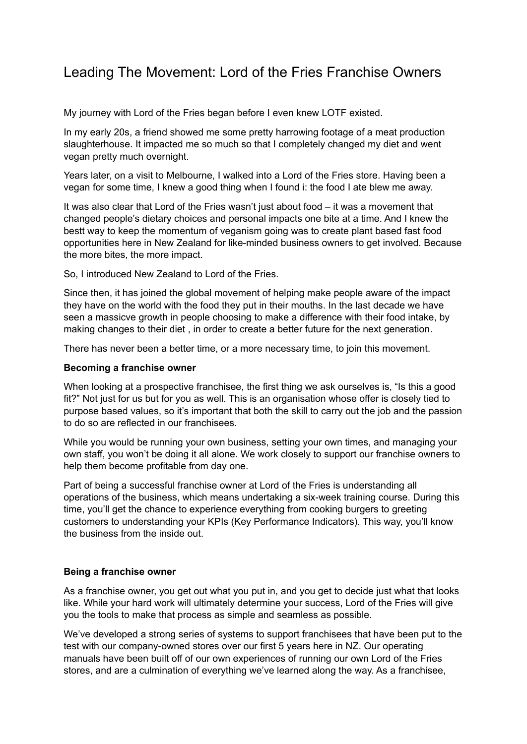# Leading The Movement: Lord of the Fries Franchise Owners

My journey with Lord of the Fries began before I even knew LOTF existed.

In my early 20s, a friend showed me some pretty harrowing footage of a meat production slaughterhouse. It impacted me so much so that I completely changed my diet and went vegan pretty much overnight.

Years later, on a visit to Melbourne, I walked into a Lord of the Fries store. Having been a vegan for some time, I knew a good thing when I found i: the food I ate blew me away.

It was also clear that Lord of the Fries wasn't just about food – it was a movement that changed people's dietary choices and personal impacts one bite at a time. And I knew the bestt way to keep the momentum of veganism going was to create plant based fast food opportunities here in New Zealand for like-minded business owners to get involved. Because the more bites, the more impact.

So, I introduced New Zealand to Lord of the Fries.

Since then, it has joined the global movement of helping make people aware of the impact they have on the world with the food they put in their mouths. In the last decade we have seen a massicve growth in people choosing to make a difference with their food intake, by making changes to their diet , in order to create a better future for the next generation.

There has never been a better time, or a more necessary time, to join this movement.

**Becoming a franchise owner**

When looking at a prospective franchisee, the first thing we ask ourselves is, "Is this a good fit?" Not just for us but for you as well. This is an organisation whose offer is closely tied to purpose based values, so it's important that both the skill to carry out the job and the passion to do so are reflected in our franchisees.

While you would be running your own business, setting your own times, and managing your own staff, you won't be doing it all alone. We work closely to support our franchise owners to help them become profitable from day one.

Part of being a successful franchise owner at Lord of the Fries is understanding all operations of the business, which means undertaking a six-week training course. During this time, you'll get the chance to experience everything from cooking burgers to greeting customers to understanding your KPIs (Key Performance Indicators). This way, you'll know the business from the inside out.

**Being a franchise owner**

As a franchise owner, you get out what you put in, and you get to decide just what that looks like. While your hard work will ultimately determine your success, Lord of the Fries will give you the tools to make that process as simple and seamless as possible.

We've developed a strong series of systems to support franchisees that have been put to the test with our company-owned stores over our first 5 years here in NZ. Our operating manuals have been built off of our own experiences of running our own Lord of the Fries stores, and are a culmination of everything we've learned along the way. As a franchisee,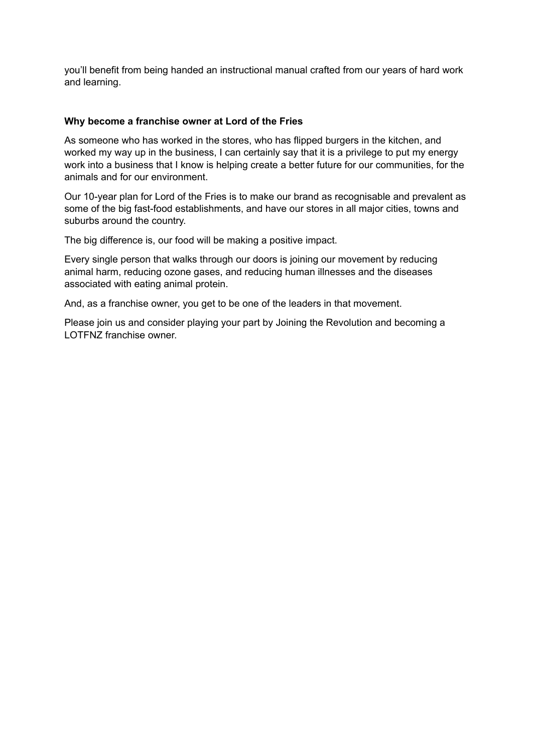you'll benefit from being handed an instructional manual crafted from our years of hard work and learning.

**Why become a franchise owner at Lord of the Fries**

As someone who has worked in the stores, who has flipped burgers in the kitchen, and worked my way up in the business, I can certainly say that it is a privilege to put my energy work into a business that I know is helping create a better future for our communities, for the animals and for our environment.

Our 10-year plan for Lord of the Fries is to make our brand as recognisable and prevalent as some of the big fast-food establishments, and have our stores in all major cities, towns and suburbs around the country.

The big difference is, our food will be making a positive impact.

Every single person that walks through our doors is joining our movement by reducing animal harm, reducing ozone gases, and reducing human illnesses and the diseases associated with eating animal protein.

And, as a franchise owner, you get to be one of the leaders in that movement.

Please join us and consider playing your part by Joining the Revolution and becoming a LOTFNZ franchise owner.